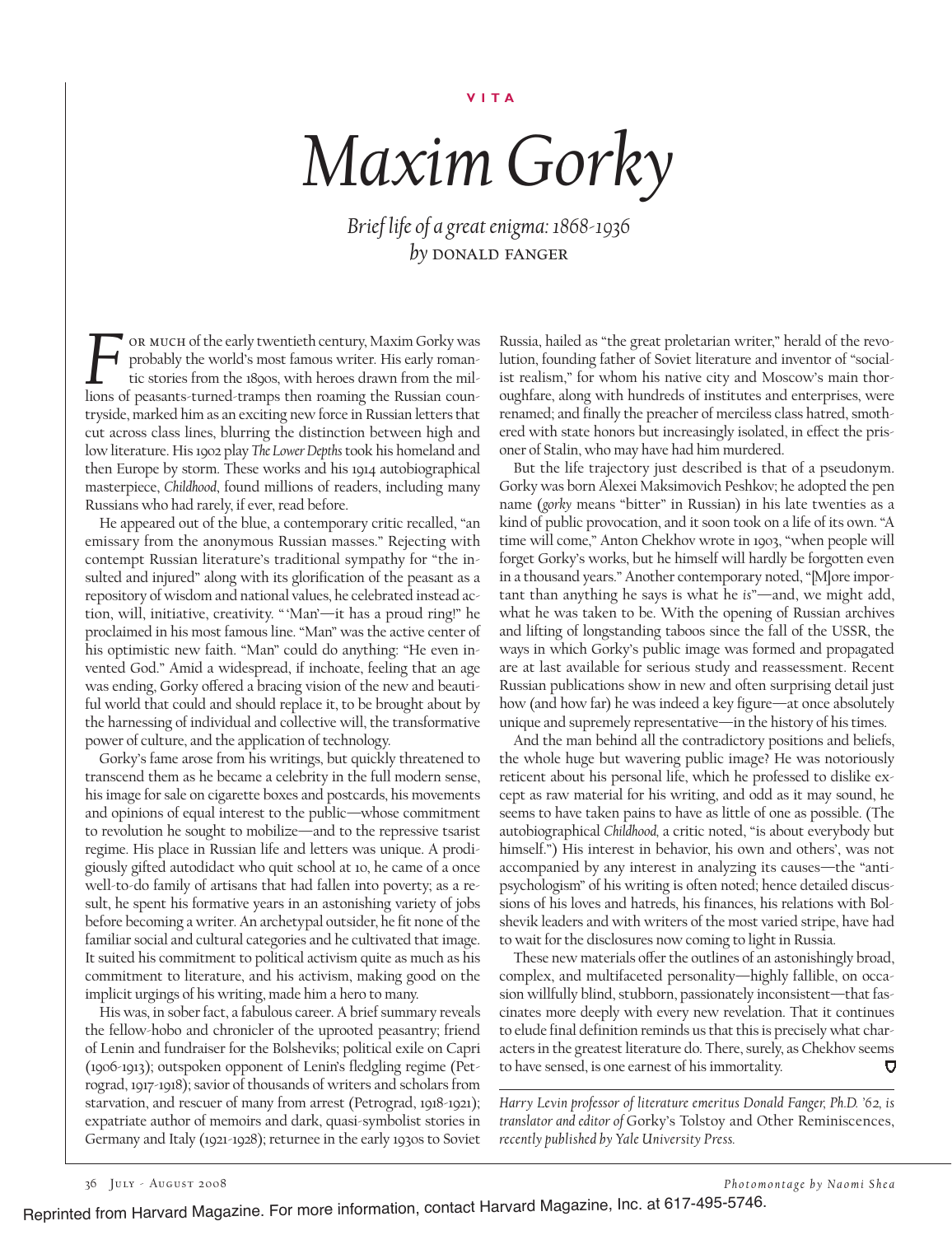VITA

# Maxim Gorky

*Brief life of a great enigma: 1868-1936*
*by* DONALD FANGER

For much of the early twentieth century, Maxim Gorky was probably the world's most famous writer. His early romantic stories from the 1890s, with heroes drawn from the millions of peasants-turned-tramps then roaming the Russian countryside, marked him as an exciting new force in Russian letters that cut across class lines, blurring the distinction between high and low literature. His 1902 play *The Lower Depths* took his homeland and then Europe by storm. These works and his 1914 autobiographical masterpiece, *Childhood*, found millions of readers, including many Russians who had rarely, if ever, read before.

He appeared out of the blue, a contemporary critic recalled, "an emissary from the anonymous Russian masses." Rejecting with contempt Russian literature's traditional sympathy for "the insulted and injured" along with its glorification of the peasant as a repository of wisdom and national values, he celebrated instead action, will, initiative, creativity. " 'Man'—it has a proud ring!" he proclaimed in his most famous line. "Man" was the active center of his optimistic new faith. "Man" could do anything: "He even invented God." Amid a widespread, if inchoate, feeling that an age was ending, Gorky offered a bracing vision of the new and beautiful world that could and should replace it, to be brought about by the harnessing of individual and collective will, the transformative power of culture, and the application of technology.

Gorky's fame arose from his writings, but quickly threatened to transcend them as he became a celebrity in the full modern sense, his image for sale on cigarette boxes and postcards, his movements and opinions of equal interest to the public—whose commitment to revolution he sought to mobilize—and to the repressive tsarist regime. His place in Russian life and letters was unique. A prodigiously gifted autodidact who quit school at 10, he came of a once well-to-do family of artisans that had fallen into poverty; as a result, he spent his formative years in an astonishing variety of jobs before becoming a writer. An archetypal outsider, he fit none of the familiar social and cultural categories and he cultivated that image. It suited his commitment to political activism quite as much as his commitment to literature, and his activism, making good on the implicit urgings of his writing, made him a hero to many.

His was, in sober fact, a fabulous career. A brief summary reveals the fellow-hobo and chronicler of the uprooted peasantry; friend of Lenin and fundraiser for the Bolsheviks; political exile on Capri (1906-1913); outspoken opponent of Lenin's fledgling regime (Petrograd, 1917-1918); savior of thousands of writers and scholars from starvation, and rescuer of many from arrest (Petrograd, 1918-1921); expatriate author of memoirs and dark, quasi-symbolist stories in Germany and Italy (1921-1928); returnee in the early 1930s to Soviet Russia, hailed as "the great proletarian writer," herald of the revolution, founding father of Soviet literature and inventor of "socialist realism," for whom his native city and Moscow's main thoroughfare, along with hundreds of institutes and enterprises, were renamed; and finally the preacher of merciless class hatred, smothered with state honors but increasingly isolated, in effect the prisoner of Stalin, who may have had him murdered.

But the life trajectory just described is that of a pseudonym. Gorky was born Alexei Maksimovich Peshkov; he adopted the pen name (*gorky* means "bitter" in Russian) in his late twenties as a kind of public provocation, and it soon took on a life of its own. "A time will come," Anton Chekhov wrote in 1903, "when people will forget Gorky's works, but he himself will hardly be forgotten even in a thousand years." Another contemporary noted, "[M]ore important than anything he says is what he *is*"—and, we might add, what he was taken to be. With the opening of Russian archives and lifting of longstanding taboos since the fall of the USSR, the ways in which Gorky's public image was formed and propagated are at last available for serious study and reassessment. Recent Russian publications show in new and often surprising detail just how (and how far) he was indeed a key figure—at once absolutely unique and supremely representative—in the history of his times.

And the man behind all the contradictory positions and beliefs, the whole huge but wavering public image? He was notoriously reticent about his personal life, which he professed to dislike except as raw material for his writing, and odd as it may sound, he seems to have taken pains to have as little of one as possible. (The autobiographical *Childhood,* a critic noted, "is about everybody but himself.") His interest in behavior, his own and others', was not accompanied by any interest in analyzing its causes—the "anti-psychologism" of his writing is often noted; hence detailed discussions of his loves and hatreds, his finances, his relations with Bolshevik leaders and with writers of the most varied stripe, have had to wait for the disclosures now coming to light in Russia.

These new materials offer the outlines of an astonishingly broad, complex, and multifaceted personality—highly fallible, on occasion willfully blind, stubborn, passionately inconsistent—that fascinates more deeply with every new revelation. That it continues to elude final definition reminds us that this is precisely what characters in the greatest literature do. There, surely, as Chekhov seems to have sensed, is one earnest of his immortality.

*Harry Levin professor of literature emeritus Donald Fanger, Ph.D. '62, is translator and editor of* Gorky's Tolstoy and Other Reminiscences, *recently published by Yale University Press.*

*Photomontage by Naomi Shea*

Reprinted from Harvard Magazine. For more information, contact Harvard Magazine, Inc. at 617-495-5746.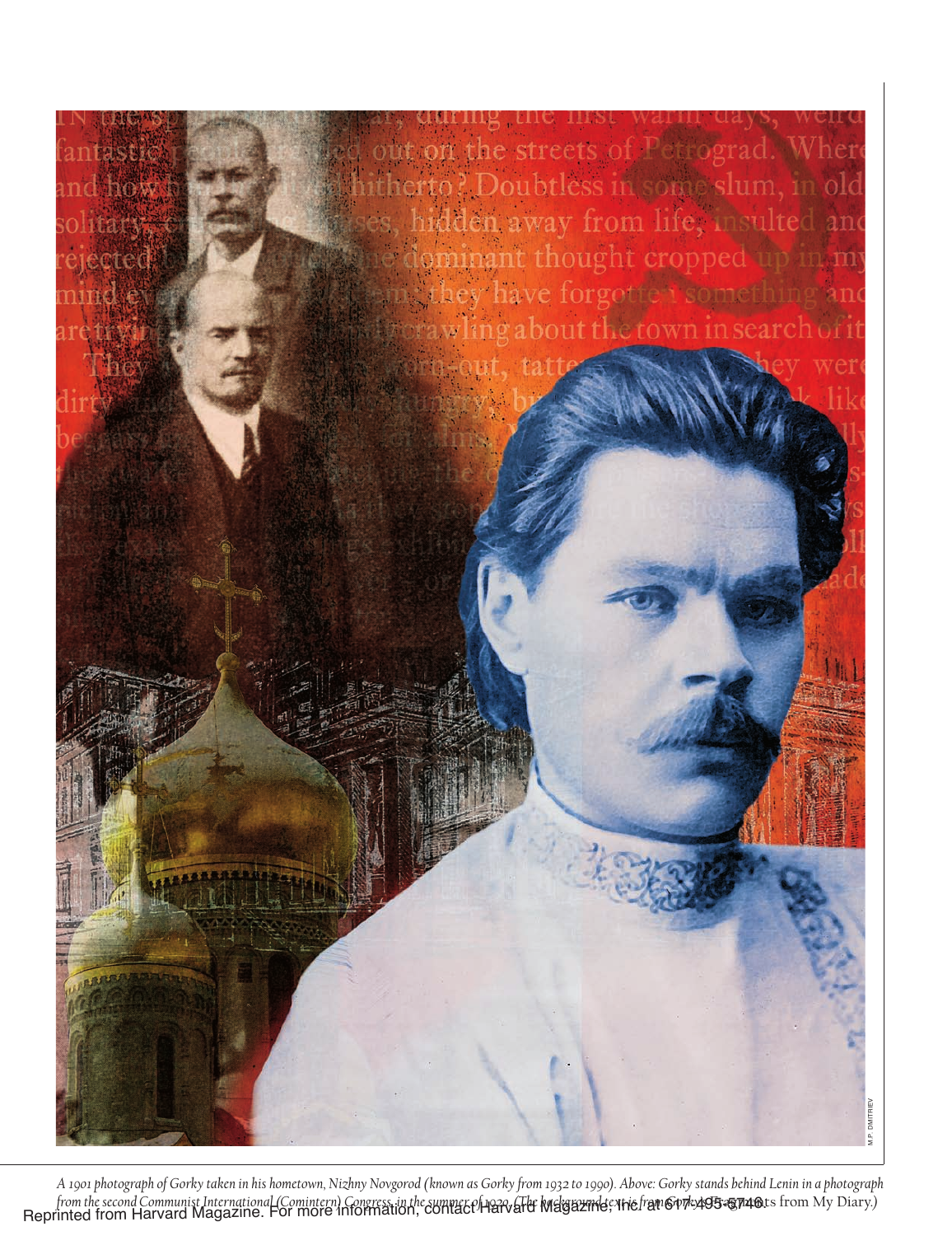*A 1901 photograph of Gorky taken in his hometown, Nizhny Novgorod (known as Gorky from 1932 to 1990). Above: Gorky stands behind Lenin in a photograph from the second Communist International (Comintern) Congress, in the summer of 1920. (The background text is from Gorky's Fragments from My Diary.)*

Reprinted from Harvard Magazine. For more information, contact Harvard Magazine, Inc. at 617-495-5746.